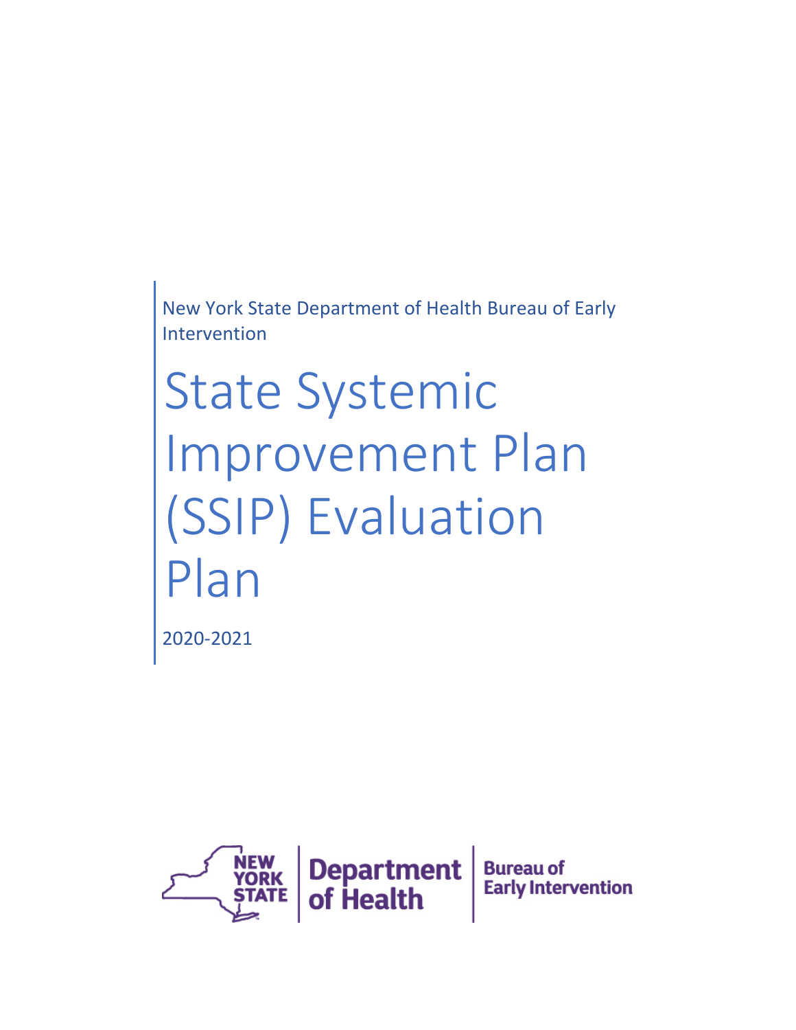New York State Department of Health Bureau of Early Intervention

# State Systemic Improvement Plan (SSIP) Evaluation Plan

2020-2021

NEW YORK STATE | Department of Health | Bureau of Early Intervention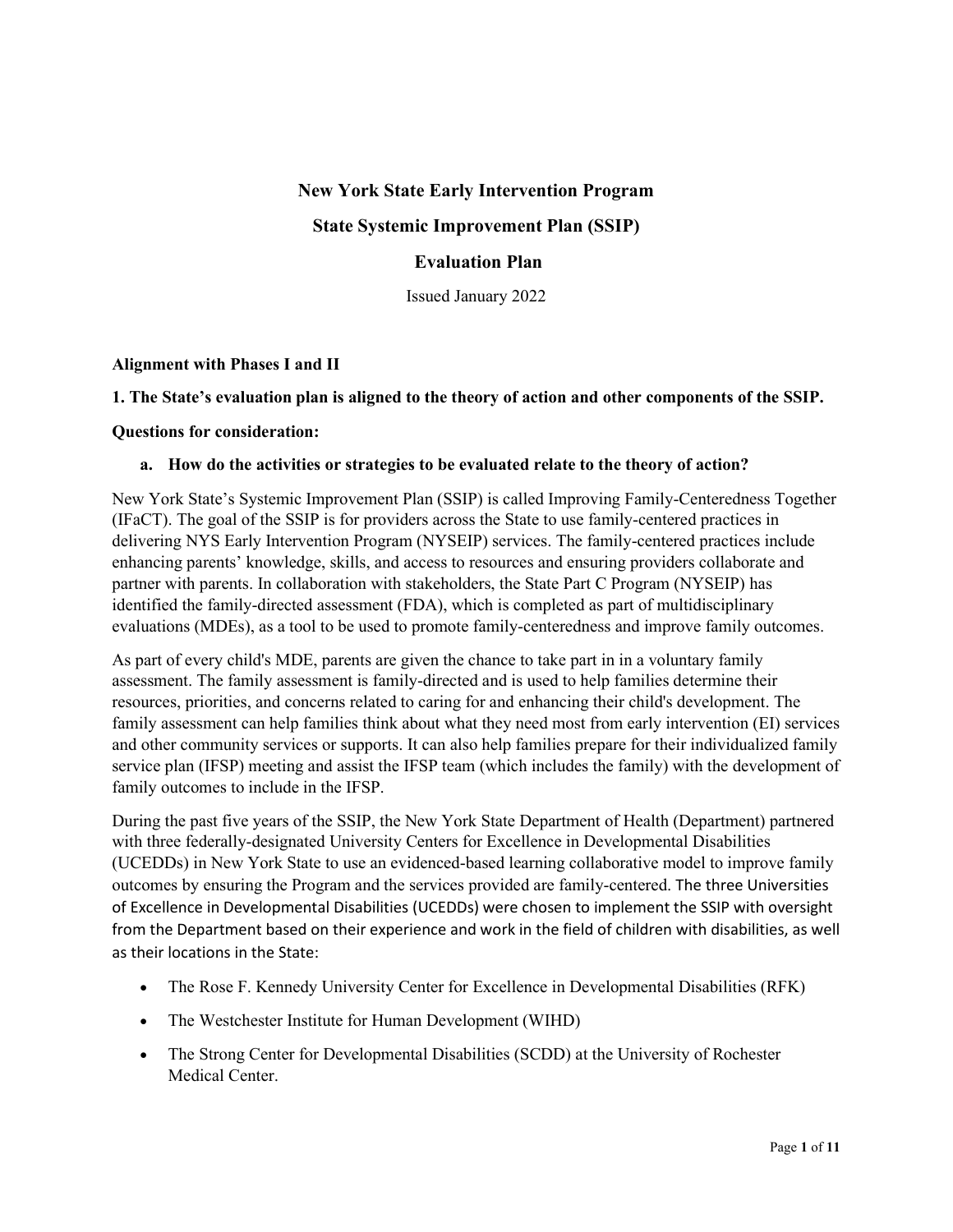**New York State Early Intervention Program**

**State Systemic Improvement Plan (SSIP)**

**Evaluation Plan**

Issued January 2022

**Alignment with Phases I and II**

**1. The State's evaluation plan is aligned to the theory of action and other components of the SSIP.**

**Questions for consideration:**

**a. How do the activities or strategies to be evaluated relate to the theory of action?**

New York State's Systemic Improvement Plan (SSIP) is called Improving Family-Centeredness Together (IFaCT). The goal of the SSIP is for providers across the State to use family-centered practices in delivering NYS Early Intervention Program (NYSEIP) services. The family-centered practices include enhancing parents' knowledge, skills, and access to resources and ensuring providers collaborate and partner with parents. In collaboration with stakeholders, the State Part C Program (NYSEIP) has identified the family-directed assessment (FDA), which is completed as part of multidisciplinary evaluations (MDEs), as a tool to be used to promote family-centeredness and improve family outcomes.

As part of every child's MDE, parents are given the chance to take part in in a voluntary family assessment. The family assessment is family-directed and is used to help families determine their resources, priorities, and concerns related to caring for and enhancing their child's development. The family assessment can help families think about what they need most from early intervention (EI) services and other community services or supports. It can also help families prepare for their individualized family service plan (IFSP) meeting and assist the IFSP team (which includes the family) with the development of family outcomes to include in the IFSP.

During the past five years of the SSIP, the New York State Department of Health (Department) partnered with three federally-designated University Centers for Excellence in Developmental Disabilities (UCEDDs) in New York State to use an evidenced-based learning collaborative model to improve family outcomes by ensuring the Program and the services provided are family-centered. The three Universities of Excellence in Developmental Disabilities (UCEDDs) were chosen to implement the SSIP with oversight from the Department based on their experience and work in the field of children with disabilities, as well as their locations in the State:

- The Rose F. Kennedy University Center for Excellence in Developmental Disabilities (RFK)
- The Westchester Institute for Human Development (WIHD)
- The Strong Center for Developmental Disabilities (SCDD) at the University of Rochester Medical Center.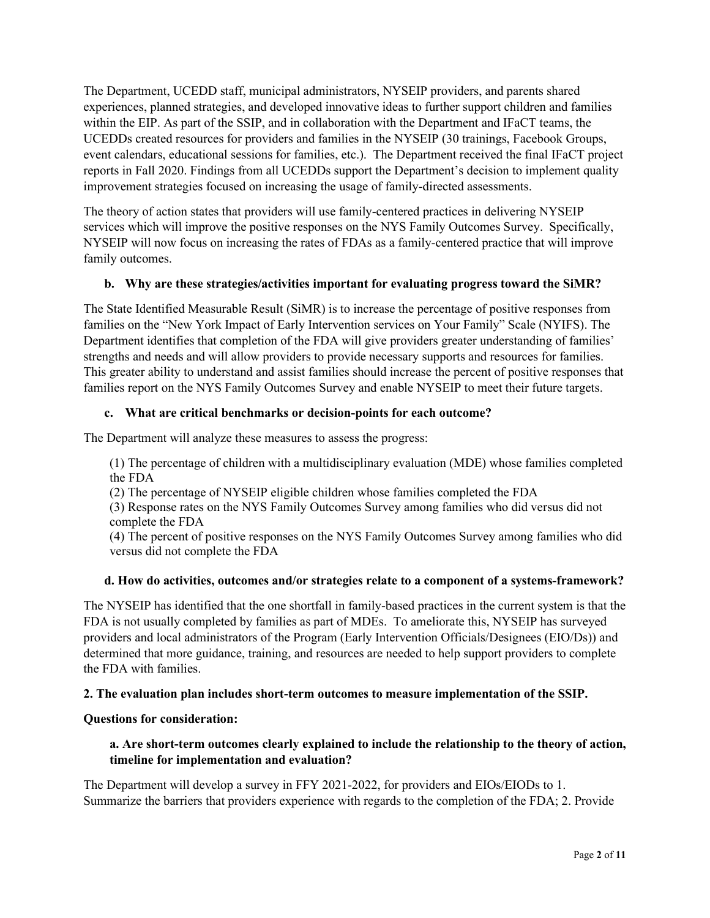The Department, UCEDD staff, municipal administrators, NYSEIP providers, and parents shared experiences, planned strategies, and developed innovative ideas to further support children and families within the EIP. As part of the SSIP, and in collaboration with the Department and IFaCT teams, the UCEDDs created resources for providers and families in the NYSEIP (30 trainings, Facebook Groups, event calendars, educational sessions for families, etc.). The Department received the final IFaCT project reports in Fall 2020. Findings from all UCEDDs support the Department's decision to implement quality improvement strategies focused on increasing the usage of family-directed assessments.

The theory of action states that providers will use family-centered practices in delivering NYSEIP services which will improve the positive responses on the NYS Family Outcomes Survey. Specifically, NYSEIP will now focus on increasing the rates of FDAs as a family-centered practice that will improve family outcomes.

### b. Why are these strategies/activities important for evaluating progress toward the SiMR?

The State Identified Measurable Result (SiMR) is to increase the percentage of positive responses from families on the "New York Impact of Early Intervention services on Your Family" Scale (NYIFS). The Department identifies that completion of the FDA will give providers greater understanding of families' strengths and needs and will allow providers to provide necessary supports and resources for families. This greater ability to understand and assist families should increase the percent of positive responses that families report on the NYS Family Outcomes Survey and enable NYSEIP to meet their future targets.

### c. What are critical benchmarks or decision-points for each outcome?

The Department will analyze these measures to assess the progress:

(1) The percentage of children with a multidisciplinary evaluation (MDE) whose families completed the FDA
(2) The percentage of NYSEIP eligible children whose families completed the FDA
(3) Response rates on the NYS Family Outcomes Survey among families who did versus did not complete the FDA
(4) The percent of positive responses on the NYS Family Outcomes Survey among families who did versus did not complete the FDA

### d. How do activities, outcomes and/or strategies relate to a component of a systems-framework?

The NYSEIP has identified that the one shortfall in family-based practices in the current system is that the FDA is not usually completed by families as part of MDEs. To ameliorate this, NYSEIP has surveyed providers and local administrators of the Program (Early Intervention Officials/Designees (EIO/Ds)) and determined that more guidance, training, and resources are needed to help support providers to complete the FDA with families.

**2. The evaluation plan includes short-term outcomes to measure implementation of the SSIP.**

**Questions for consideration:**

### a. Are short-term outcomes clearly explained to include the relationship to the theory of action, timeline for implementation and evaluation?

The Department will develop a survey in FFY 2021-2022, for providers and EIOs/EIODs to 1. Summarize the barriers that providers experience with regards to the completion of the FDA; 2. Provide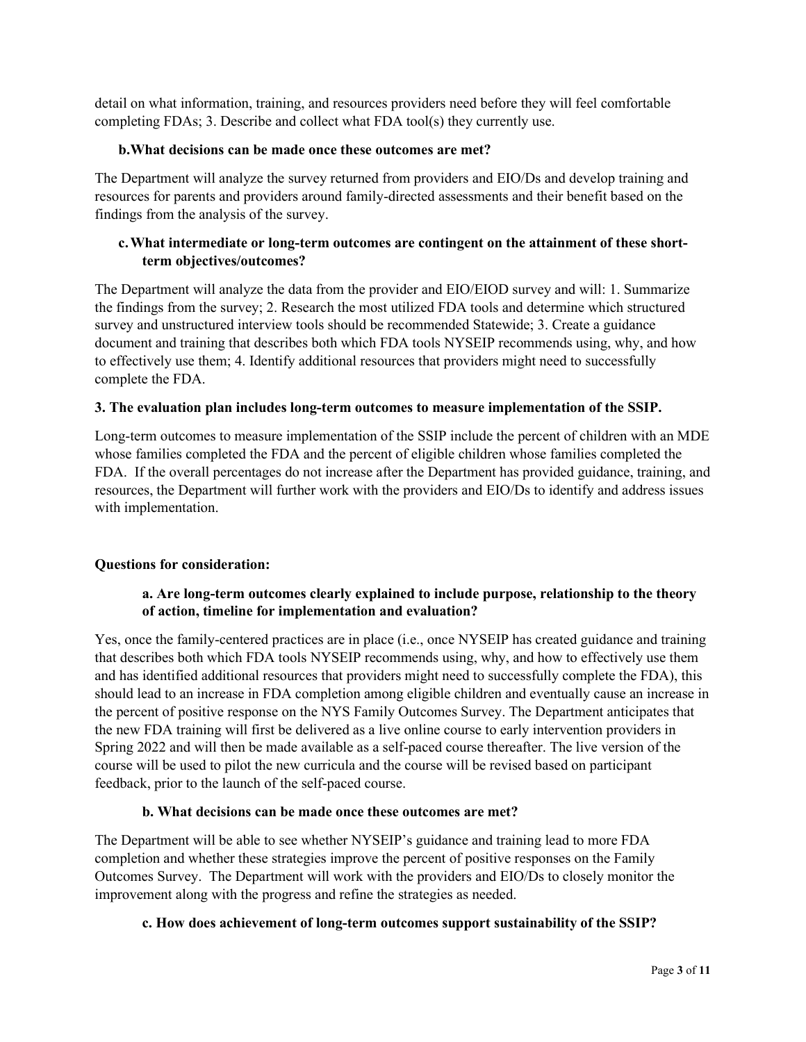detail on what information, training, and resources providers need before they will feel comfortable completing FDAs; 3. Describe and collect what FDA tool(s) they currently use.

**b. What decisions can be made once these outcomes are met?**

The Department will analyze the survey returned from providers and EIO/Ds and develop training and resources for parents and providers around family-directed assessments and their benefit based on the findings from the analysis of the survey.

**c. What intermediate or long-term outcomes are contingent on the attainment of these short-term objectives/outcomes?**

The Department will analyze the data from the provider and EIO/EIOD survey and will: 1. Summarize the findings from the survey; 2. Research the most utilized FDA tools and determine which structured survey and unstructured interview tools should be recommended Statewide; 3. Create a guidance document and training that describes both which FDA tools NYSEIP recommends using, why, and how to effectively use them; 4. Identify additional resources that providers might need to successfully complete the FDA.

**3. The evaluation plan includes long-term outcomes to measure implementation of the SSIP.**

Long-term outcomes to measure implementation of the SSIP include the percent of children with an MDE whose families completed the FDA and the percent of eligible children whose families completed the FDA. If the overall percentages do not increase after the Department has provided guidance, training, and resources, the Department will further work with the providers and EIO/Ds to identify and address issues with implementation.

**Questions for consideration:**

**a. Are long-term outcomes clearly explained to include purpose, relationship to the theory of action, timeline for implementation and evaluation?**

Yes, once the family-centered practices are in place (i.e., once NYSEIP has created guidance and training that describes both which FDA tools NYSEIP recommends using, why, and how to effectively use them and has identified additional resources that providers might need to successfully complete the FDA), this should lead to an increase in FDA completion among eligible children and eventually cause an increase in the percent of positive response on the NYS Family Outcomes Survey. The Department anticipates that the new FDA training will first be delivered as a live online course to early intervention providers in Spring 2022 and will then be made available as a self-paced course thereafter. The live version of the course will be used to pilot the new curricula and the course will be revised based on participant feedback, prior to the launch of the self-paced course.

**b. What decisions can be made once these outcomes are met?**

The Department will be able to see whether NYSEIP's guidance and training lead to more FDA completion and whether these strategies improve the percent of positive responses on the Family Outcomes Survey. The Department will work with the providers and EIO/Ds to closely monitor the improvement along with the progress and refine the strategies as needed.

**c. How does achievement of long-term outcomes support sustainability of the SSIP?**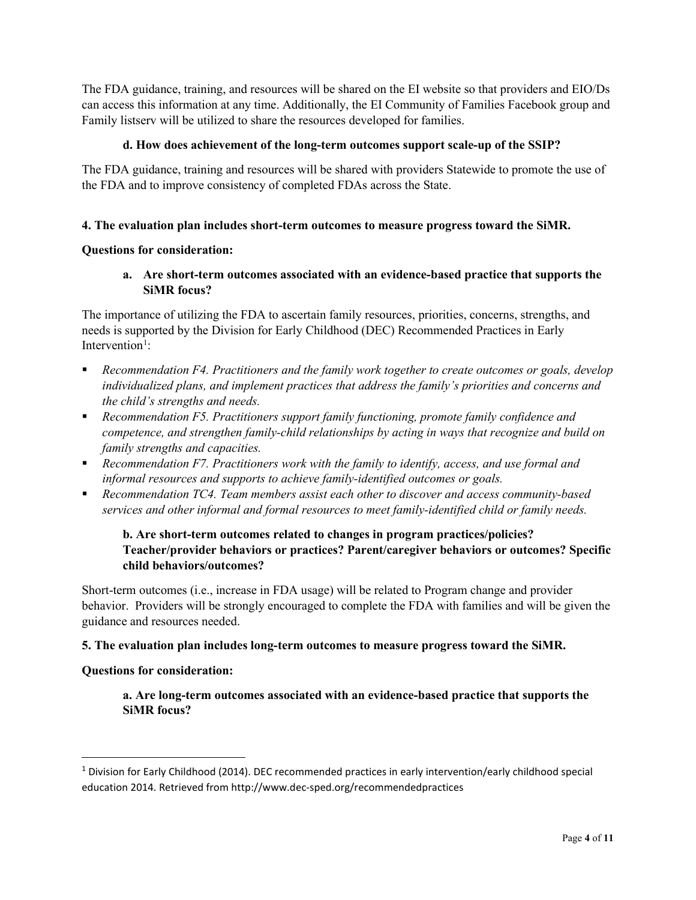The FDA guidance, training, and resources will be shared on the EI website so that providers and EIO/Ds can access this information at any time. Additionally, the EI Community of Families Facebook group and Family listserv will be utilized to share the resources developed for families.

**d. How does achievement of the long-term outcomes support scale-up of the SSIP?**

The FDA guidance, training and resources will be shared with providers Statewide to promote the use of the FDA and to improve consistency of completed FDAs across the State.

**4. The evaluation plan includes short-term outcomes to measure progress toward the SiMR.**

**Questions for consideration:**

**a. Are short-term outcomes associated with an evidence-based practice that supports the SiMR focus?**

The importance of utilizing the FDA to ascertain family resources, priorities, concerns, strengths, and needs is supported by the Division for Early Childhood (DEC) Recommended Practices in Early Intervention[1]:

- *Recommendation F4. Practitioners and the family work together to create outcomes or goals, develop individualized plans, and implement practices that address the family's priorities and concerns and the child's strengths and needs.*
- *Recommendation F5. Practitioners support family functioning, promote family confidence and competence, and strengthen family-child relationships by acting in ways that recognize and build on family strengths and capacities.*
- *Recommendation F7. Practitioners work with the family to identify, access, and use formal and informal resources and supports to achieve family-identified outcomes or goals.*
- *Recommendation TC4. Team members assist each other to discover and access community-based services and other informal and formal resources to meet family-identified child or family needs.*

**b. Are short-term outcomes related to changes in program practices/policies? Teacher/provider behaviors or practices? Parent/caregiver behaviors or outcomes? Specific child behaviors/outcomes?**

Short-term outcomes (i.e., increase in FDA usage) will be related to Program change and provider behavior. Providers will be strongly encouraged to complete the FDA with families and will be given the guidance and resources needed.

**5. The evaluation plan includes long-term outcomes to measure progress toward the SiMR.**

**Questions for consideration:**

**a. Are long-term outcomes associated with an evidence-based practice that supports the SiMR focus?**

---

[1] Division for Early Childhood (2014). DEC recommended practices in early intervention/early childhood special education 2014. Retrieved from http://www.dec-sped.org/recommendedpractices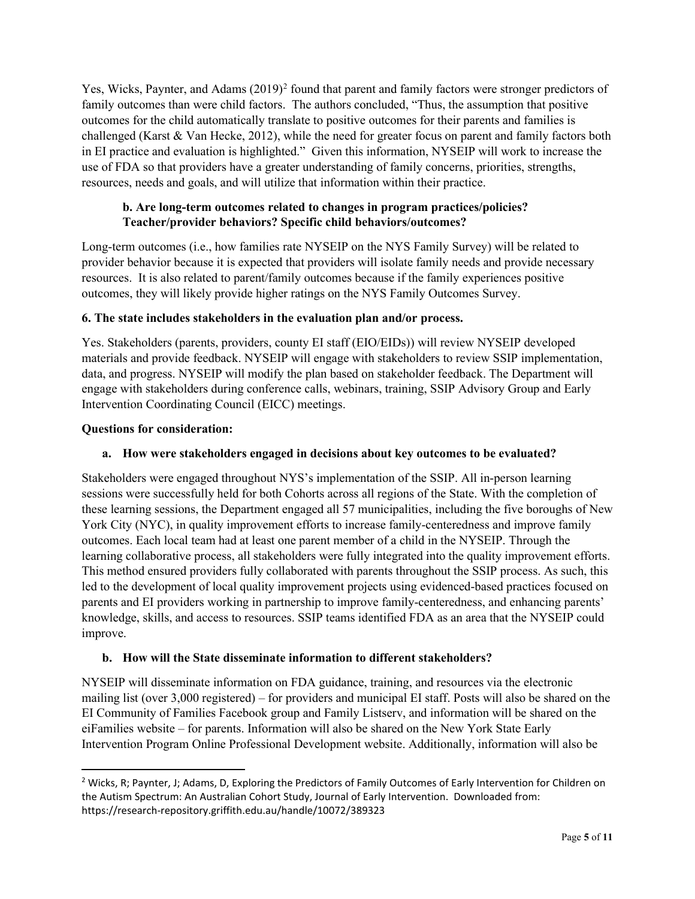Yes, Wicks, Paynter, and Adams (2019)[2] found that parent and family factors were stronger predictors of family outcomes than were child factors. The authors concluded, "Thus, the assumption that positive outcomes for the child automatically translate to positive outcomes for their parents and families is challenged (Karst & Van Hecke, 2012), while the need for greater focus on parent and family factors both in EI practice and evaluation is highlighted." Given this information, NYSEIP will work to increase the use of FDA so that providers have a greater understanding of family concerns, priorities, strengths, resources, needs and goals, and will utilize that information within their practice.

**b. Are long-term outcomes related to changes in program practices/policies? Teacher/provider behaviors? Specific child behaviors/outcomes?**

Long-term outcomes (i.e., how families rate NYSEIP on the NYS Family Survey) will be related to provider behavior because it is expected that providers will isolate family needs and provide necessary resources. It is also related to parent/family outcomes because if the family experiences positive outcomes, they will likely provide higher ratings on the NYS Family Outcomes Survey.

**6. The state includes stakeholders in the evaluation plan and/or process.**

Yes. Stakeholders (parents, providers, county EI staff (EIO/EIDs)) will review NYSEIP developed materials and provide feedback. NYSEIP will engage with stakeholders to review SSIP implementation, data, and progress. NYSEIP will modify the plan based on stakeholder feedback. The Department will engage with stakeholders during conference calls, webinars, training, SSIP Advisory Group and Early Intervention Coordinating Council (EICC) meetings.

**Questions for consideration:**

**a. How were stakeholders engaged in decisions about key outcomes to be evaluated?**

Stakeholders were engaged throughout NYS's implementation of the SSIP. All in-person learning sessions were successfully held for both Cohorts across all regions of the State. With the completion of these learning sessions, the Department engaged all 57 municipalities, including the five boroughs of New York City (NYC), in quality improvement efforts to increase family-centeredness and improve family outcomes. Each local team had at least one parent member of a child in the NYSEIP. Through the learning collaborative process, all stakeholders were fully integrated into the quality improvement efforts. This method ensured providers fully collaborated with parents throughout the SSIP process. As such, this led to the development of local quality improvement projects using evidenced-based practices focused on parents and EI providers working in partnership to improve family-centeredness, and enhancing parents' knowledge, skills, and access to resources. SSIP teams identified FDA as an area that the NYSEIP could improve.

**b. How will the State disseminate information to different stakeholders?**

NYSEIP will disseminate information on FDA guidance, training, and resources via the electronic mailing list (over 3,000 registered) – for providers and municipal EI staff. Posts will also be shared on the EI Community of Families Facebook group and Family Listserv, and information will be shared on the eiFamilies website – for parents. Information will also be shared on the New York State Early Intervention Program Online Professional Development website. Additionally, information will also be

---

[2] Wicks, R; Paynter, J; Adams, D, Exploring the Predictors of Family Outcomes of Early Intervention for Children on the Autism Spectrum: An Australian Cohort Study, Journal of Early Intervention. Downloaded from: https://research-repository.griffith.edu.au/handle/10072/389323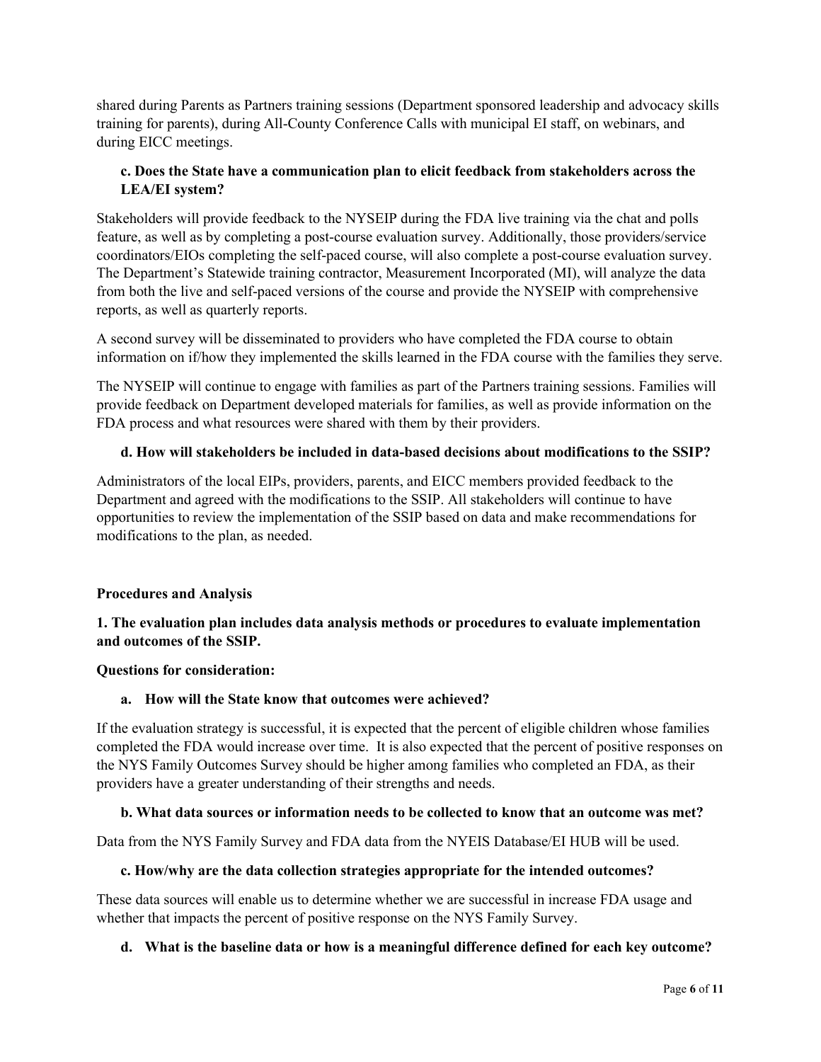shared during Parents as Partners training sessions (Department sponsored leadership and advocacy skills training for parents), during All-County Conference Calls with municipal EI staff, on webinars, and during EICC meetings.

**c. Does the State have a communication plan to elicit feedback from stakeholders across the LEA/EI system?**

Stakeholders will provide feedback to the NYSEIP during the FDA live training via the chat and polls feature, as well as by completing a post-course evaluation survey. Additionally, those providers/service coordinators/EIOs completing the self-paced course, will also complete a post-course evaluation survey. The Department's Statewide training contractor, Measurement Incorporated (MI), will analyze the data from both the live and self-paced versions of the course and provide the NYSEIP with comprehensive reports, as well as quarterly reports.

A second survey will be disseminated to providers who have completed the FDA course to obtain information on if/how they implemented the skills learned in the FDA course with the families they serve.

The NYSEIP will continue to engage with families as part of the Partners training sessions. Families will provide feedback on Department developed materials for families, as well as provide information on the FDA process and what resources were shared with them by their providers.

**d. How will stakeholders be included in data-based decisions about modifications to the SSIP?**

Administrators of the local EIPs, providers, parents, and EICC members provided feedback to the Department and agreed with the modifications to the SSIP. All stakeholders will continue to have opportunities to review the implementation of the SSIP based on data and make recommendations for modifications to the plan, as needed.

**Procedures and Analysis**

**1. The evaluation plan includes data analysis methods or procedures to evaluate implementation and outcomes of the SSIP.**

**Questions for consideration:**

**a. How will the State know that outcomes were achieved?**

If the evaluation strategy is successful, it is expected that the percent of eligible children whose families completed the FDA would increase over time. It is also expected that the percent of positive responses on the NYS Family Outcomes Survey should be higher among families who completed an FDA, as their providers have a greater understanding of their strengths and needs.

**b. What data sources or information needs to be collected to know that an outcome was met?**

Data from the NYS Family Survey and FDA data from the NYEIS Database/EI HUB will be used.

**c. How/why are the data collection strategies appropriate for the intended outcomes?**

These data sources will enable us to determine whether we are successful in increase FDA usage and whether that impacts the percent of positive response on the NYS Family Survey.

**d. What is the baseline data or how is a meaningful difference defined for each key outcome?**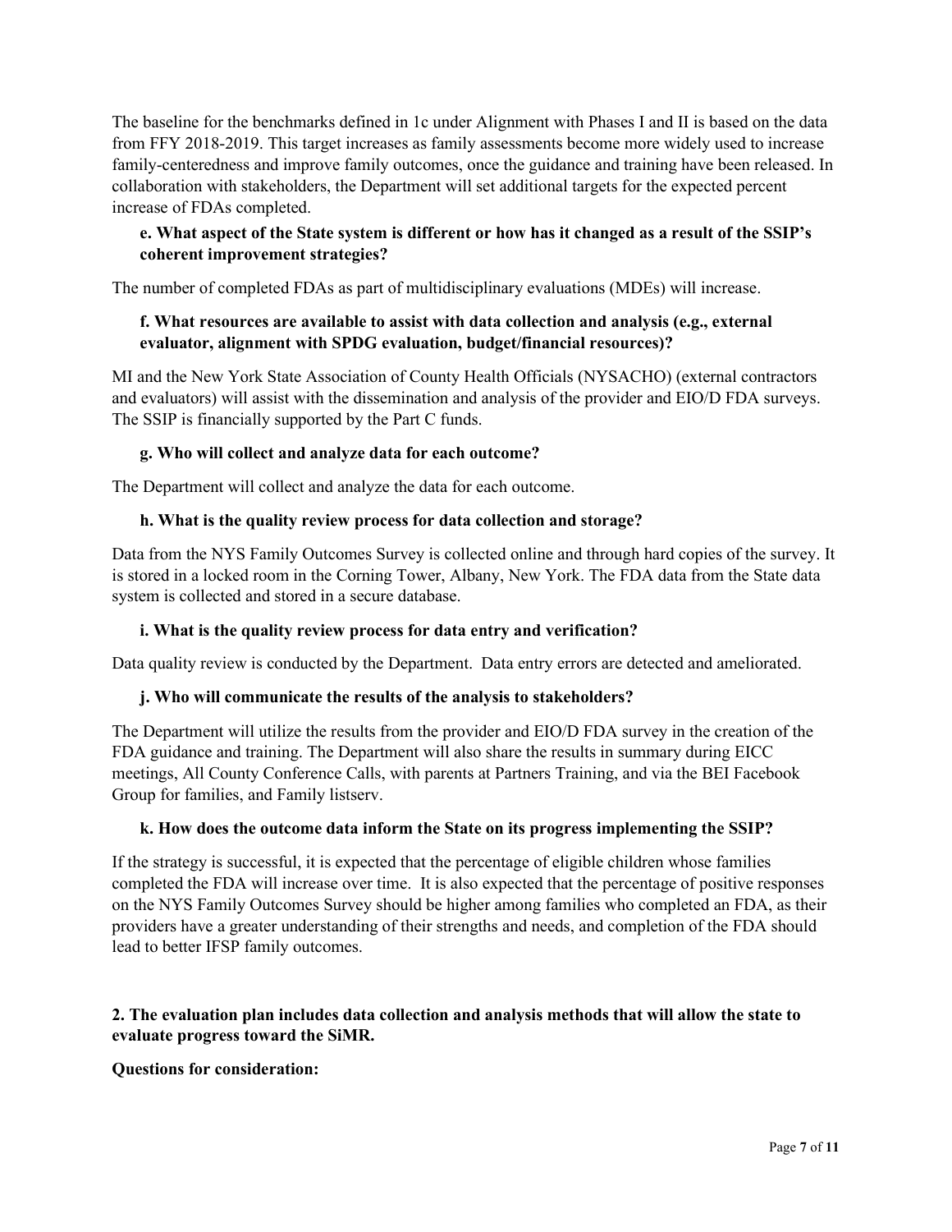The baseline for the benchmarks defined in 1c under Alignment with Phases I and II is based on the data from FFY 2018-2019. This target increases as family assessments become more widely used to increase family-centeredness and improve family outcomes, once the guidance and training have been released. In collaboration with stakeholders, the Department will set additional targets for the expected percent increase of FDAs completed.

**e. What aspect of the State system is different or how has it changed as a result of the SSIP's coherent improvement strategies?**

The number of completed FDAs as part of multidisciplinary evaluations (MDEs) will increase.

**f. What resources are available to assist with data collection and analysis (e.g., external evaluator, alignment with SPDG evaluation, budget/financial resources)?**

MI and the New York State Association of County Health Officials (NYSACHO) (external contractors and evaluators) will assist with the dissemination and analysis of the provider and EIO/D FDA surveys. The SSIP is financially supported by the Part C funds.

**g. Who will collect and analyze data for each outcome?**

The Department will collect and analyze the data for each outcome.

**h. What is the quality review process for data collection and storage?**

Data from the NYS Family Outcomes Survey is collected online and through hard copies of the survey. It is stored in a locked room in the Corning Tower, Albany, New York. The FDA data from the State data system is collected and stored in a secure database.

**i. What is the quality review process for data entry and verification?**

Data quality review is conducted by the Department. Data entry errors are detected and ameliorated.

**j. Who will communicate the results of the analysis to stakeholders?**

The Department will utilize the results from the provider and EIO/D FDA survey in the creation of the FDA guidance and training. The Department will also share the results in summary during EICC meetings, All County Conference Calls, with parents at Partners Training, and via the BEI Facebook Group for families, and Family listserv.

**k. How does the outcome data inform the State on its progress implementing the SSIP?**

If the strategy is successful, it is expected that the percentage of eligible children whose families completed the FDA will increase over time. It is also expected that the percentage of positive responses on the NYS Family Outcomes Survey should be higher among families who completed an FDA, as their providers have a greater understanding of their strengths and needs, and completion of the FDA should lead to better IFSP family outcomes.

**2. The evaluation plan includes data collection and analysis methods that will allow the state to evaluate progress toward the SiMR.**

**Questions for consideration:**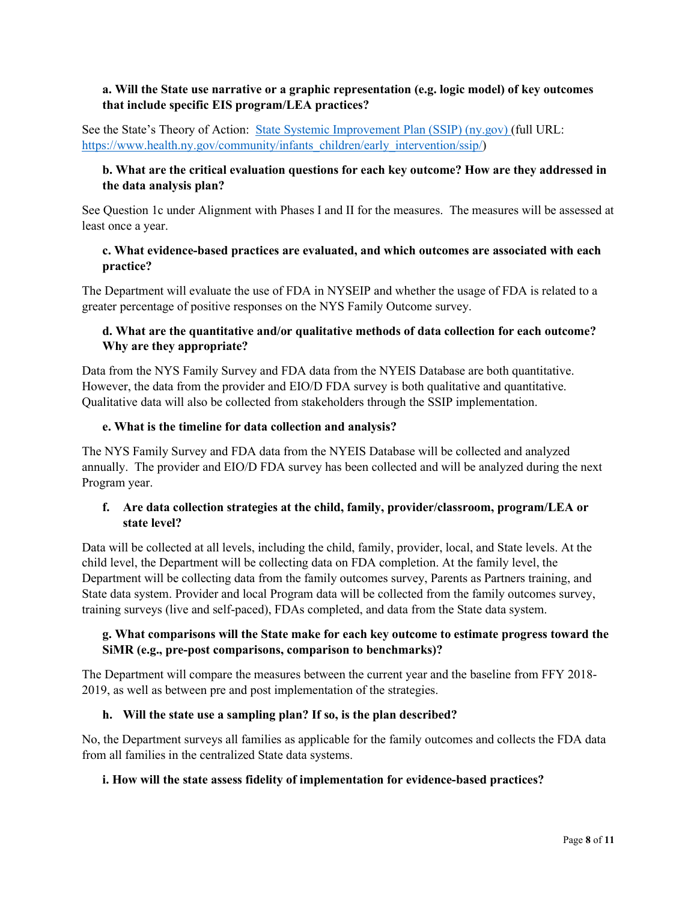**a. Will the State use narrative or a graphic representation (e.g. logic model) of key outcomes that include specific EIS program/LEA practices?**

See the State's Theory of Action: [State Systemic Improvement Plan (SSIP) (ny.gov)](https://www.health.ny.gov/community/infants_children/early_intervention/ssip/) (full URL: https://www.health.ny.gov/community/infants_children/early_intervention/ssip/)

**b. What are the critical evaluation questions for each key outcome? How are they addressed in the data analysis plan?**

See Question 1c under Alignment with Phases I and II for the measures. The measures will be assessed at least once a year.

**c. What evidence-based practices are evaluated, and which outcomes are associated with each practice?**

The Department will evaluate the use of FDA in NYSEIP and whether the usage of FDA is related to a greater percentage of positive responses on the NYS Family Outcome survey.

**d. What are the quantitative and/or qualitative methods of data collection for each outcome? Why are they appropriate?**

Data from the NYS Family Survey and FDA data from the NYEIS Database are both quantitative. However, the data from the provider and EIO/D FDA survey is both qualitative and quantitative. Qualitative data will also be collected from stakeholders through the SSIP implementation.

**e. What is the timeline for data collection and analysis?**

The NYS Family Survey and FDA data from the NYEIS Database will be collected and analyzed annually. The provider and EIO/D FDA survey has been collected and will be analyzed during the next Program year.

**f. Are data collection strategies at the child, family, provider/classroom, program/LEA or state level?**

Data will be collected at all levels, including the child, family, provider, local, and State levels. At the child level, the Department will be collecting data on FDA completion. At the family level, the Department will be collecting data from the family outcomes survey, Parents as Partners training, and State data system. Provider and local Program data will be collected from the family outcomes survey, training surveys (live and self-paced), FDAs completed, and data from the State data system.

**g. What comparisons will the State make for each key outcome to estimate progress toward the SiMR (e.g., pre-post comparisons, comparison to benchmarks)?**

The Department will compare the measures between the current year and the baseline from FFY 2018-2019, as well as between pre and post implementation of the strategies.

**h. Will the state use a sampling plan? If so, is the plan described?**

No, the Department surveys all families as applicable for the family outcomes and collects the FDA data from all families in the centralized State data systems.

**i. How will the state assess fidelity of implementation for evidence-based practices?**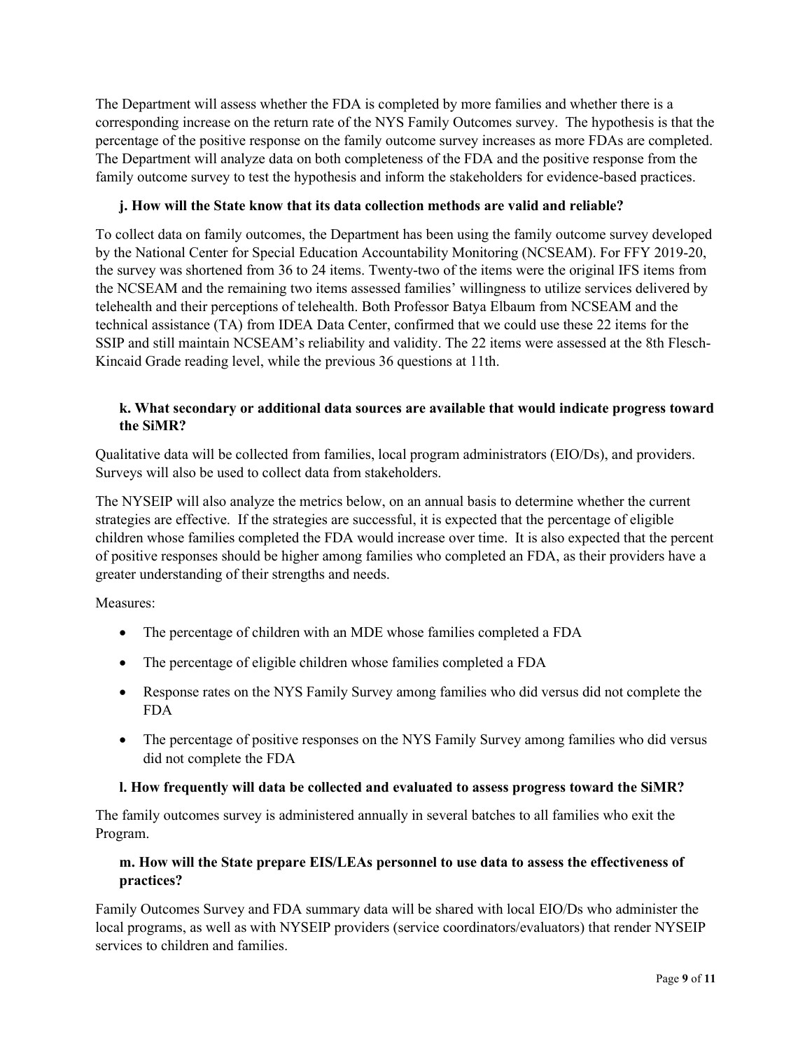The Department will assess whether the FDA is completed by more families and whether there is a corresponding increase on the return rate of the NYS Family Outcomes survey. The hypothesis is that the percentage of the positive response on the family outcome survey increases as more FDAs are completed. The Department will analyze data on both completeness of the FDA and the positive response from the family outcome survey to test the hypothesis and inform the stakeholders for evidence-based practices.

### j. How will the State know that its data collection methods are valid and reliable?

To collect data on family outcomes, the Department has been using the family outcome survey developed by the National Center for Special Education Accountability Monitoring (NCSEAM). For FFY 2019-20, the survey was shortened from 36 to 24 items. Twenty-two of the items were the original IFS items from the NCSEAM and the remaining two items assessed families' willingness to utilize services delivered by telehealth and their perceptions of telehealth. Both Professor Batya Elbaum from NCSEAM and the technical assistance (TA) from IDEA Data Center, confirmed that we could use these 22 items for the SSIP and still maintain NCSEAM's reliability and validity. The 22 items were assessed at the 8th Flesch-Kincaid Grade reading level, while the previous 36 questions at 11th.

### k. What secondary or additional data sources are available that would indicate progress toward the SiMR?

Qualitative data will be collected from families, local program administrators (EIO/Ds), and providers. Surveys will also be used to collect data from stakeholders.

The NYSEIP will also analyze the metrics below, on an annual basis to determine whether the current strategies are effective. If the strategies are successful, it is expected that the percentage of eligible children whose families completed the FDA would increase over time. It is also expected that the percent of positive responses should be higher among families who completed an FDA, as their providers have a greater understanding of their strengths and needs.

Measures:

- The percentage of children with an MDE whose families completed a FDA
- The percentage of eligible children whose families completed a FDA
- Response rates on the NYS Family Survey among families who did versus did not complete the FDA
- The percentage of positive responses on the NYS Family Survey among families who did versus did not complete the FDA

### l. How frequently will data be collected and evaluated to assess progress toward the SiMR?

The family outcomes survey is administered annually in several batches to all families who exit the Program.

### m. How will the State prepare EIS/LEAs personnel to use data to assess the effectiveness of practices?

Family Outcomes Survey and FDA summary data will be shared with local EIO/Ds who administer the local programs, as well as with NYSEIP providers (service coordinators/evaluators) that render NYSEIP services to children and families.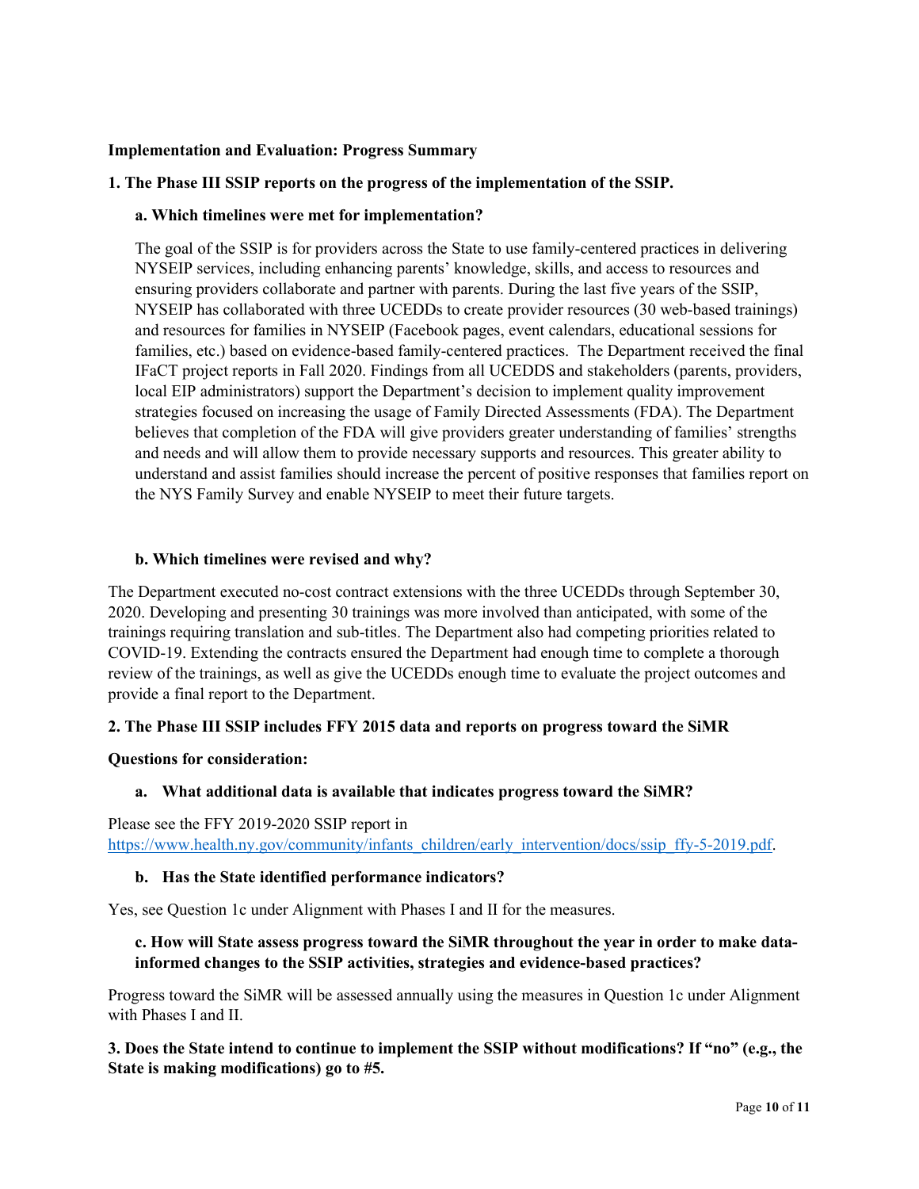**Implementation and Evaluation: Progress Summary**

**1. The Phase III SSIP reports on the progress of the implementation of the SSIP.**

**a. Which timelines were met for implementation?**

The goal of the SSIP is for providers across the State to use family-centered practices in delivering NYSEIP services, including enhancing parents' knowledge, skills, and access to resources and ensuring providers collaborate and partner with parents. During the last five years of the SSIP, NYSEIP has collaborated with three UCEDDs to create provider resources (30 web-based trainings) and resources for families in NYSEIP (Facebook pages, event calendars, educational sessions for families, etc.) based on evidence-based family-centered practices. The Department received the final IFaCT project reports in Fall 2020. Findings from all UCEDDS and stakeholders (parents, providers, local EIP administrators) support the Department's decision to implement quality improvement strategies focused on increasing the usage of Family Directed Assessments (FDA). The Department believes that completion of the FDA will give providers greater understanding of families' strengths and needs and will allow them to provide necessary supports and resources. This greater ability to understand and assist families should increase the percent of positive responses that families report on the NYS Family Survey and enable NYSEIP to meet their future targets.

**b. Which timelines were revised and why?**

The Department executed no-cost contract extensions with the three UCEDDs through September 30, 2020. Developing and presenting 30 trainings was more involved than anticipated, with some of the trainings requiring translation and sub-titles. The Department also had competing priorities related to COVID-19. Extending the contracts ensured the Department had enough time to complete a thorough review of the trainings, as well as give the UCEDDs enough time to evaluate the project outcomes and provide a final report to the Department.

**2. The Phase III SSIP includes FFY 2015 data and reports on progress toward the SiMR**

**Questions for consideration:**

**a. What additional data is available that indicates progress toward the SiMR?**

Please see the FFY 2019-2020 SSIP report in [https://www.health.ny.gov/community/infants_children/early_intervention/docs/ssip_ffy-5-2019.pdf](https://www.health.ny.gov/community/infants_children/early_intervention/docs/ssip_ffy-5-2019.pdf).

**b. Has the State identified performance indicators?**

Yes, see Question 1c under Alignment with Phases I and II for the measures.

**c. How will State assess progress toward the SiMR throughout the year in order to make data-informed changes to the SSIP activities, strategies and evidence-based practices?**

Progress toward the SiMR will be assessed annually using the measures in Question 1c under Alignment with Phases I and II.

**3. Does the State intend to continue to implement the SSIP without modifications? If "no" (e.g., the State is making modifications) go to #5.**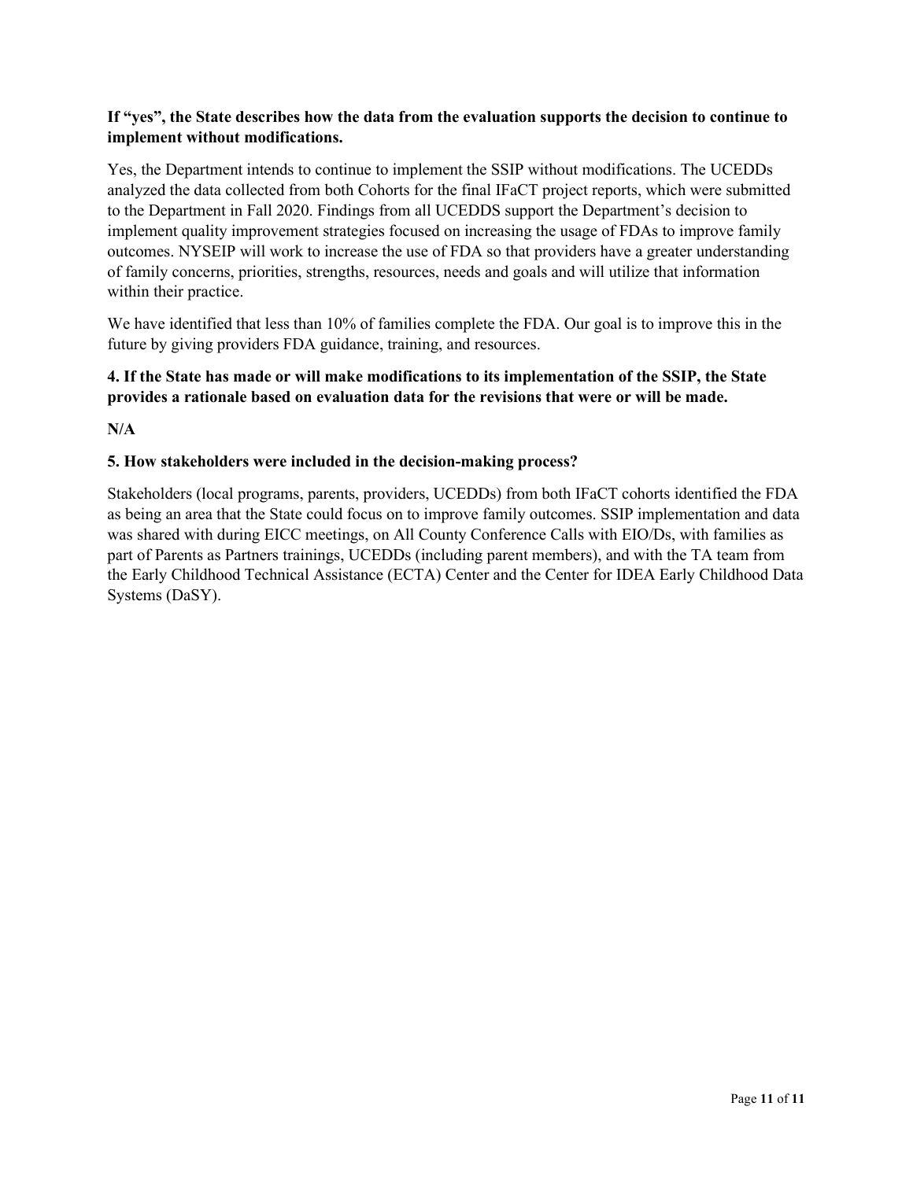**If "yes", the State describes how the data from the evaluation supports the decision to continue to implement without modifications.**

Yes, the Department intends to continue to implement the SSIP without modifications. The UCEDDs analyzed the data collected from both Cohorts for the final IFaCT project reports, which were submitted to the Department in Fall 2020. Findings from all UCEDDS support the Department's decision to implement quality improvement strategies focused on increasing the usage of FDAs to improve family outcomes. NYSEIP will work to increase the use of FDA so that providers have a greater understanding of family concerns, priorities, strengths, resources, needs and goals and will utilize that information within their practice.

We have identified that less than 10% of families complete the FDA. Our goal is to improve this in the future by giving providers FDA guidance, training, and resources.

**4. If the State has made or will make modifications to its implementation of the SSIP, the State provides a rationale based on evaluation data for the revisions that were or will be made.**

**N/A**

**5. How stakeholders were included in the decision-making process?**

Stakeholders (local programs, parents, providers, UCEDDs) from both IFaCT cohorts identified the FDA as being an area that the State could focus on to improve family outcomes. SSIP implementation and data was shared with during EICC meetings, on All County Conference Calls with EIO/Ds, with families as part of Parents as Partners trainings, UCEDDs (including parent members), and with the TA team from the Early Childhood Technical Assistance (ECTA) Center and the Center for IDEA Early Childhood Data Systems (DaSY).